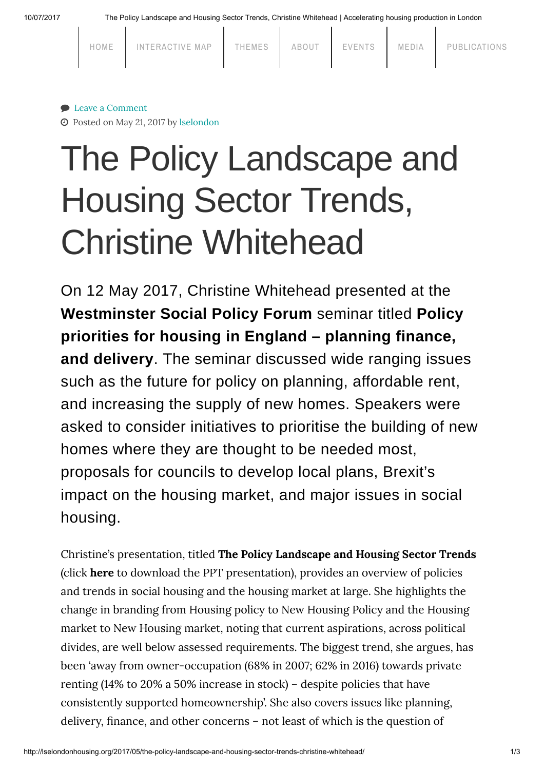HOME | INTERACTIVE MAP | THEMES | ABOUT | EVENTS | MEDIA | PUBLICATIONS

Leave a Comment

Posted on May 21, 2017 by lselondon

# The Policy Landscape and Housing Sector Trends, Christine Whitehead

On 12 May 2017, Christine Whitehead presented at the **Westminster Social Policy Forum** seminar titled **Policy priorities for housing in England – planning finance, and delivery**. The seminar discussed wide ranging issues such as the future for policy on planning, affordable rent, and increasing the supply of new homes. Speakers were asked to consider initiatives to prioritise the building of new homes where they are thought to be needed most, proposals for councils to develop local plans, Brexit's impact on the housing market, and major issues in social housing.

Christine's presentation, titled **The Policy Landscape and Housing Sector Trends** (click **here** to download the PPT presentation), provides an overview of policies and trends in social housing and the housing market at large. She highlights the change in branding from Housing policy to New Housing Policy and the Housing market to New Housing market, noting that current aspirations, across political divides, are well below assessed requirements. The biggest trend, she argues, has been 'away from owner-occupation (68% in 2007; 62% in 2016) towards private renting (14% to 20% a 50% increase in stock) – despite policies that have consistently supported homeownership'. She also covers issues like planning, delivery, finance, and other concerns – not least of which is the question of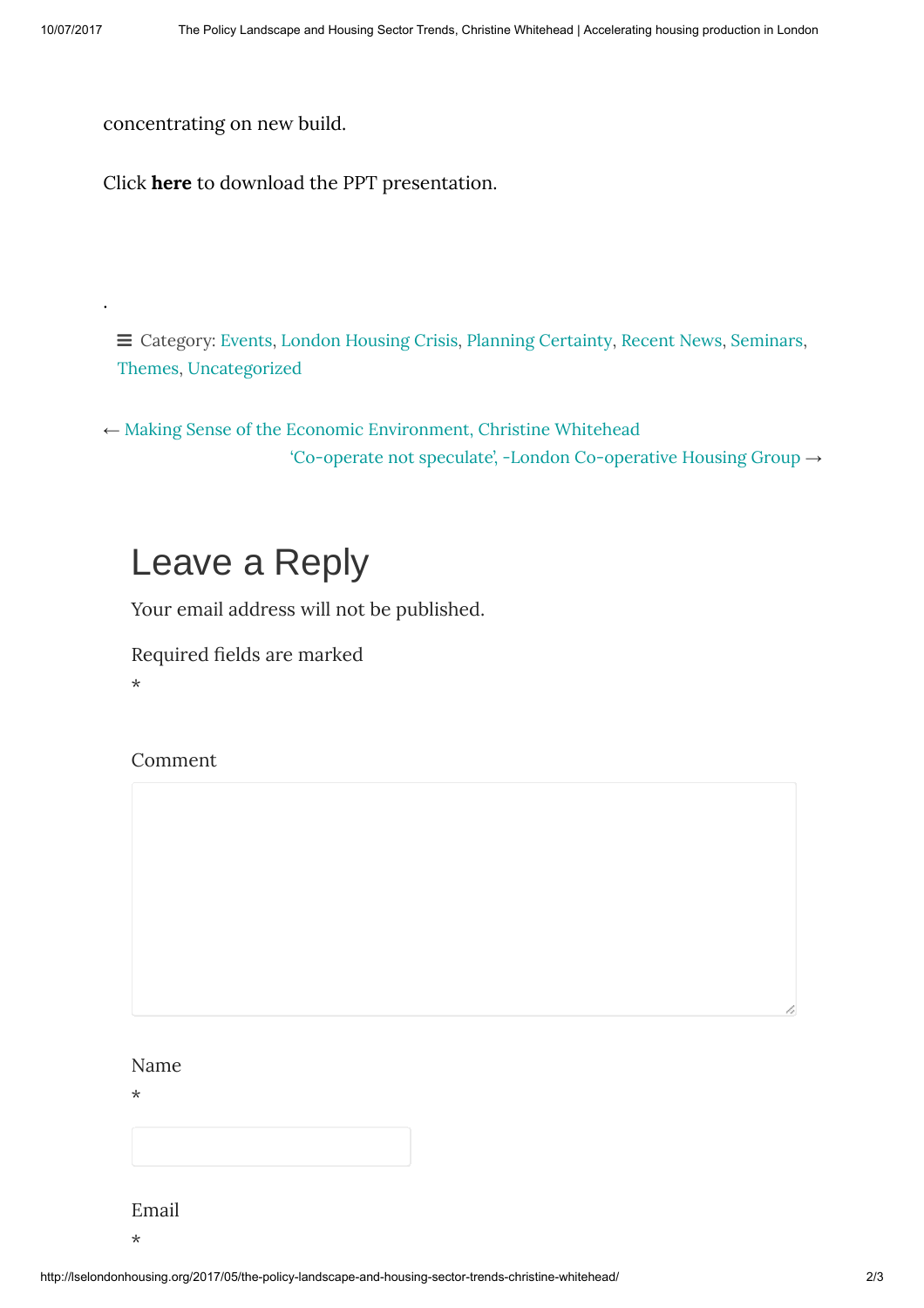concentrating on new build.

Click **here** to download the PPT presentation.

.

≡ Category: Events, London Housing Crisis, Planning Certainty, Recent News, Seminars, Themes, Uncategorized

← Making Sense of the Economic Environment, Christine Whitehead

'Co-operate not speculate', -London Co-operative Housing Group →

# Leave a Reply

Your email address will not be published.

Required fields are marked *

Comment

Name *

Email *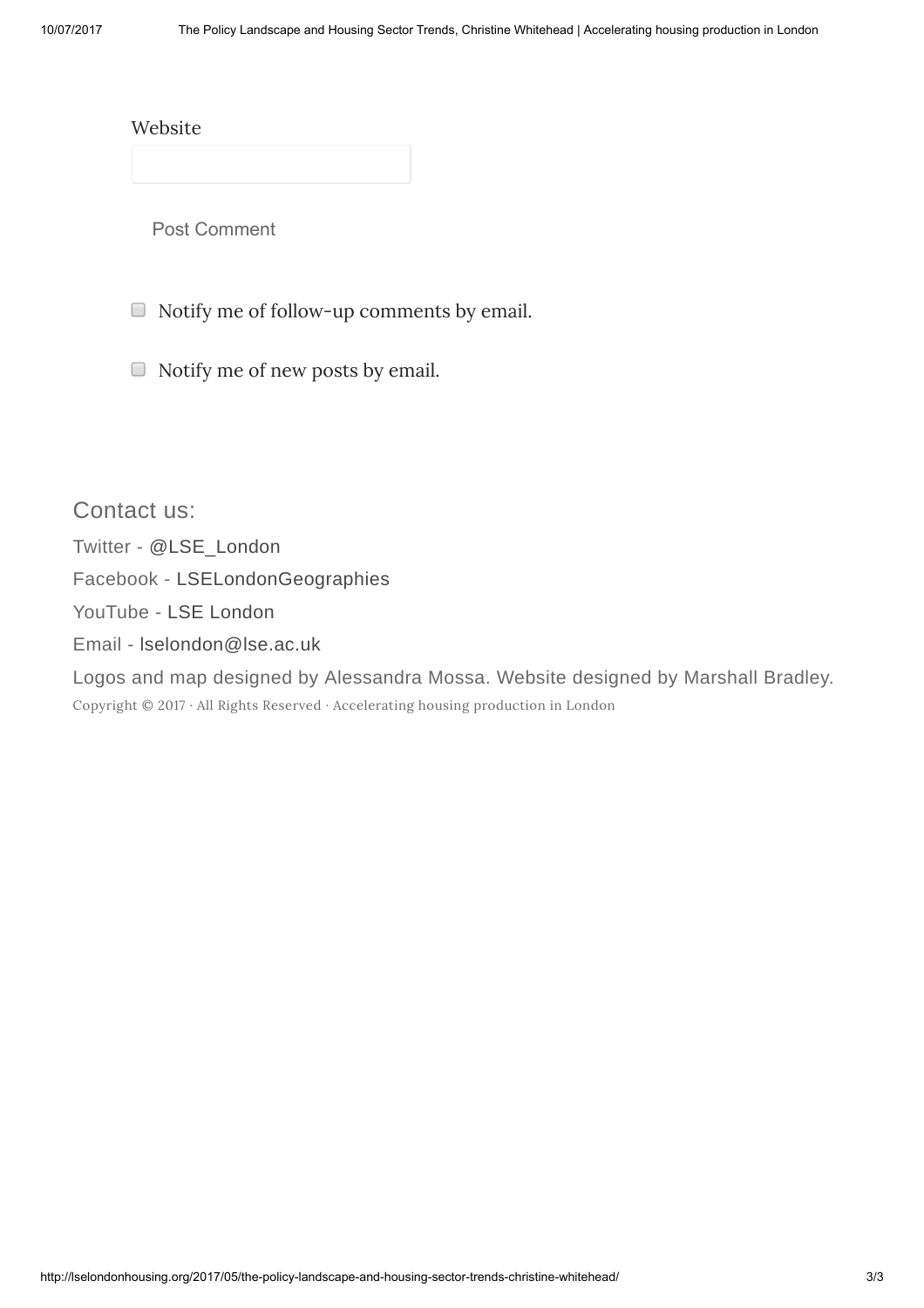Website

Post Comment

- [ ] Notify me of follow-up comments by email.
- [ ] Notify me of new posts by email.

## Contact us:

Twitter - @LSE_London

Facebook - LSELondonGeographies

YouTube - LSE London

Email - lselondon@lse.ac.uk

Logos and map designed by Alessandra Mossa. Website designed by Marshall Bradley.

Copyright © 2017 · All Rights Reserved · Accelerating housing production in London